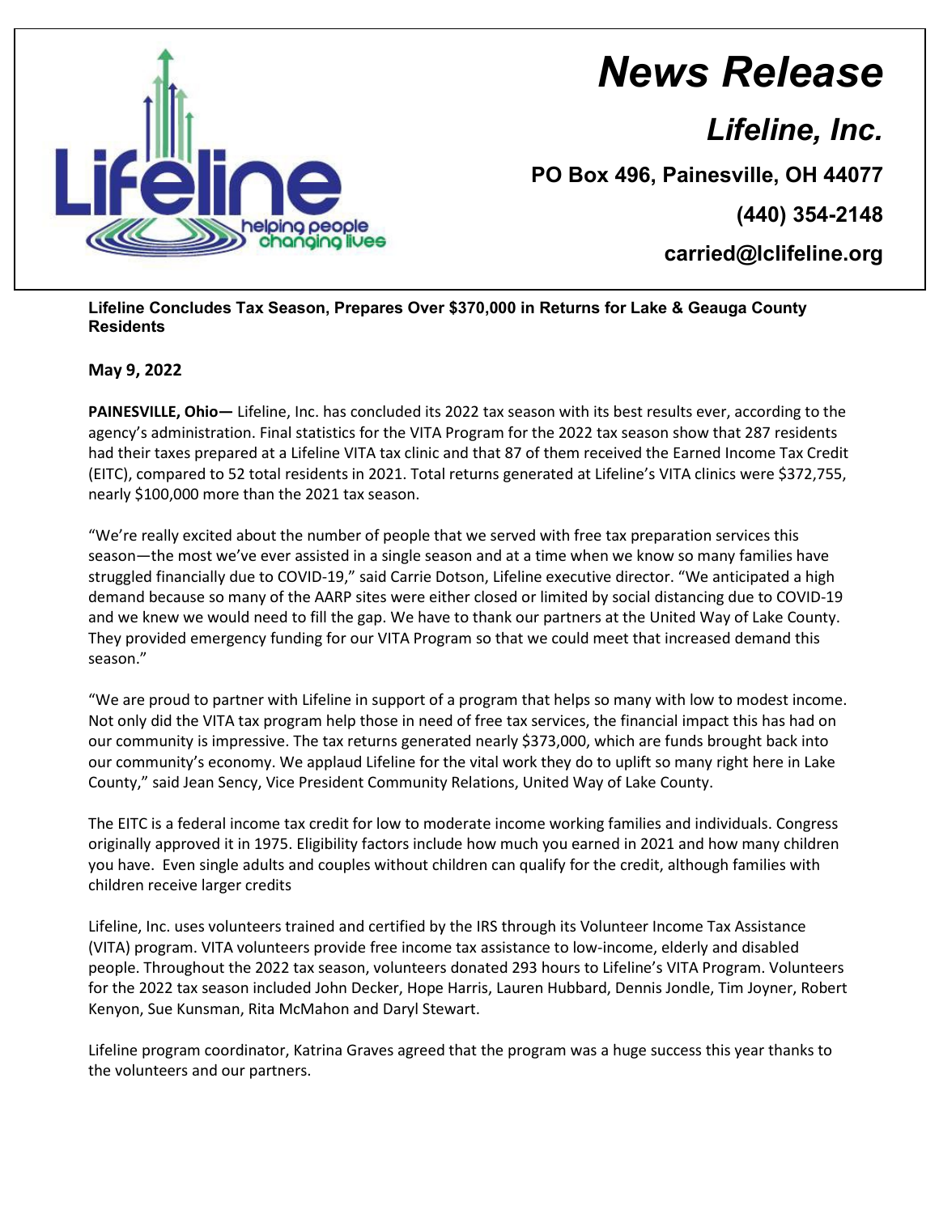# News Release

## Lifeline, Inc.

**PO Box 496, Painesville, OH 44077**

**(440) 354-2148**

**carried@lclifeline.org**

**Lifeline Concludes Tax Season, Prepares Over $370,000 in Returns for Lake & Geauga County Residents**

**May 9, 2022**

**PAINESVILLE, Ohio—** Lifeline, Inc. has concluded its 2022 tax season with its best results ever, according to the agency's administration. Final statistics for the VITA Program for the 2022 tax season show that 287 residents had their taxes prepared at a Lifeline VITA tax clinic and that 87 of them received the Earned Income Tax Credit (EITC), compared to 52 total residents in 2021. Total returns generated at Lifeline's VITA clinics were $372,755, nearly $100,000 more than the 2021 tax season.

"We're really excited about the number of people that we served with free tax preparation services this season—the most we've ever assisted in a single season and at a time when we know so many families have struggled financially due to COVID-19," said Carrie Dotson, Lifeline executive director. "We anticipated a high demand because so many of the AARP sites were either closed or limited by social distancing due to COVID-19 and we knew we would need to fill the gap. We have to thank our partners at the United Way of Lake County. They provided emergency funding for our VITA Program so that we could meet that increased demand this season."

"We are proud to partner with Lifeline in support of a program that helps so many with low to modest income. Not only did the VITA tax program help those in need of free tax services, the financial impact this has had on our community is impressive. The tax returns generated nearly $373,000, which are funds brought back into our community's economy. We applaud Lifeline for the vital work they do to uplift so many right here in Lake County," said Jean Sency, Vice President Community Relations, United Way of Lake County.

The EITC is a federal income tax credit for low to moderate income working families and individuals. Congress originally approved it in 1975. Eligibility factors include how much you earned in 2021 and how many children you have. Even single adults and couples without children can qualify for the credit, although families with children receive larger credits

Lifeline, Inc. uses volunteers trained and certified by the IRS through its Volunteer Income Tax Assistance (VITA) program. VITA volunteers provide free income tax assistance to low-income, elderly and disabled people. Throughout the 2022 tax season, volunteers donated 293 hours to Lifeline's VITA Program. Volunteers for the 2022 tax season included John Decker, Hope Harris, Lauren Hubbard, Dennis Jondle, Tim Joyner, Robert Kenyon, Sue Kunsman, Rita McMahon and Daryl Stewart.

Lifeline program coordinator, Katrina Graves agreed that the program was a huge success this year thanks to the volunteers and our partners.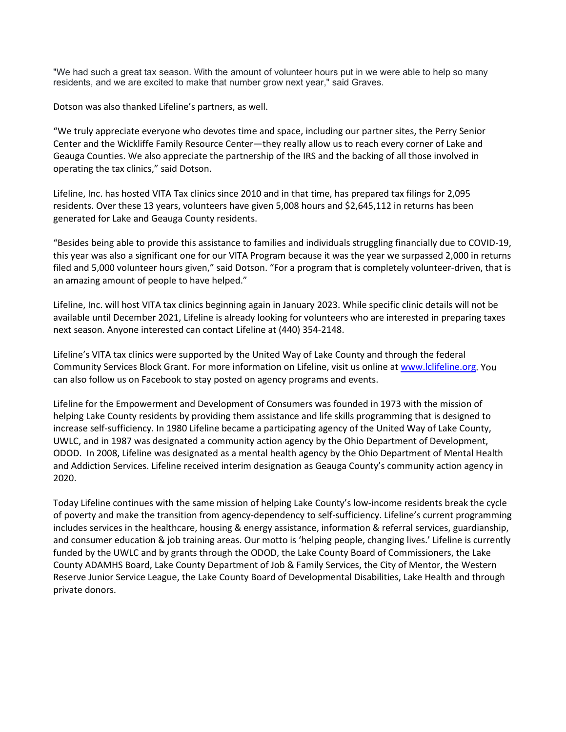"We had such a great tax season. With the amount of volunteer hours put in we were able to help so many residents, and we are excited to make that number grow next year," said Graves.

Dotson was also thanked Lifeline's partners, as well.

"We truly appreciate everyone who devotes time and space, including our partner sites, the Perry Senior Center and the Wickliffe Family Resource Center—they really allow us to reach every corner of Lake and Geauga Counties. We also appreciate the partnership of the IRS and the backing of all those involved in operating the tax clinics," said Dotson.

Lifeline, Inc. has hosted VITA Tax clinics since 2010 and in that time, has prepared tax filings for 2,095 residents. Over these 13 years, volunteers have given 5,008 hours and $2,645,112 in returns has been generated for Lake and Geauga County residents.

"Besides being able to provide this assistance to families and individuals struggling financially due to COVID-19, this year was also a significant one for our VITA Program because it was the year we surpassed 2,000 in returns filed and 5,000 volunteer hours given," said Dotson. "For a program that is completely volunteer-driven, that is an amazing amount of people to have helped."

Lifeline, Inc. will host VITA tax clinics beginning again in January 2023. While specific clinic details will not be available until December 2021, Lifeline is already looking for volunteers who are interested in preparing taxes next season. Anyone interested can contact Lifeline at (440) 354-2148.

Lifeline's VITA tax clinics were supported by the United Way of Lake County and through the federal Community Services Block Grant. For more information on Lifeline, visit us online at [www.lclifeline.org](http://www.lclifeline.org). You can also follow us on Facebook to stay posted on agency programs and events.

Lifeline for the Empowerment and Development of Consumers was founded in 1973 with the mission of helping Lake County residents by providing them assistance and life skills programming that is designed to increase self-sufficiency. In 1980 Lifeline became a participating agency of the United Way of Lake County, UWLC, and in 1987 was designated a community action agency by the Ohio Department of Development, ODOD. In 2008, Lifeline was designated as a mental health agency by the Ohio Department of Mental Health and Addiction Services. Lifeline received interim designation as Geauga County's community action agency in 2020.

Today Lifeline continues with the same mission of helping Lake County's low-income residents break the cycle of poverty and make the transition from agency-dependency to self-sufficiency. Lifeline's current programming includes services in the healthcare, housing & energy assistance, information & referral services, guardianship, and consumer education & job training areas. Our motto is 'helping people, changing lives.' Lifeline is currently funded by the UWLC and by grants through the ODOD, the Lake County Board of Commissioners, the Lake County ADAMHS Board, Lake County Department of Job & Family Services, the City of Mentor, the Western Reserve Junior Service League, the Lake County Board of Developmental Disabilities, Lake Health and through private donors.